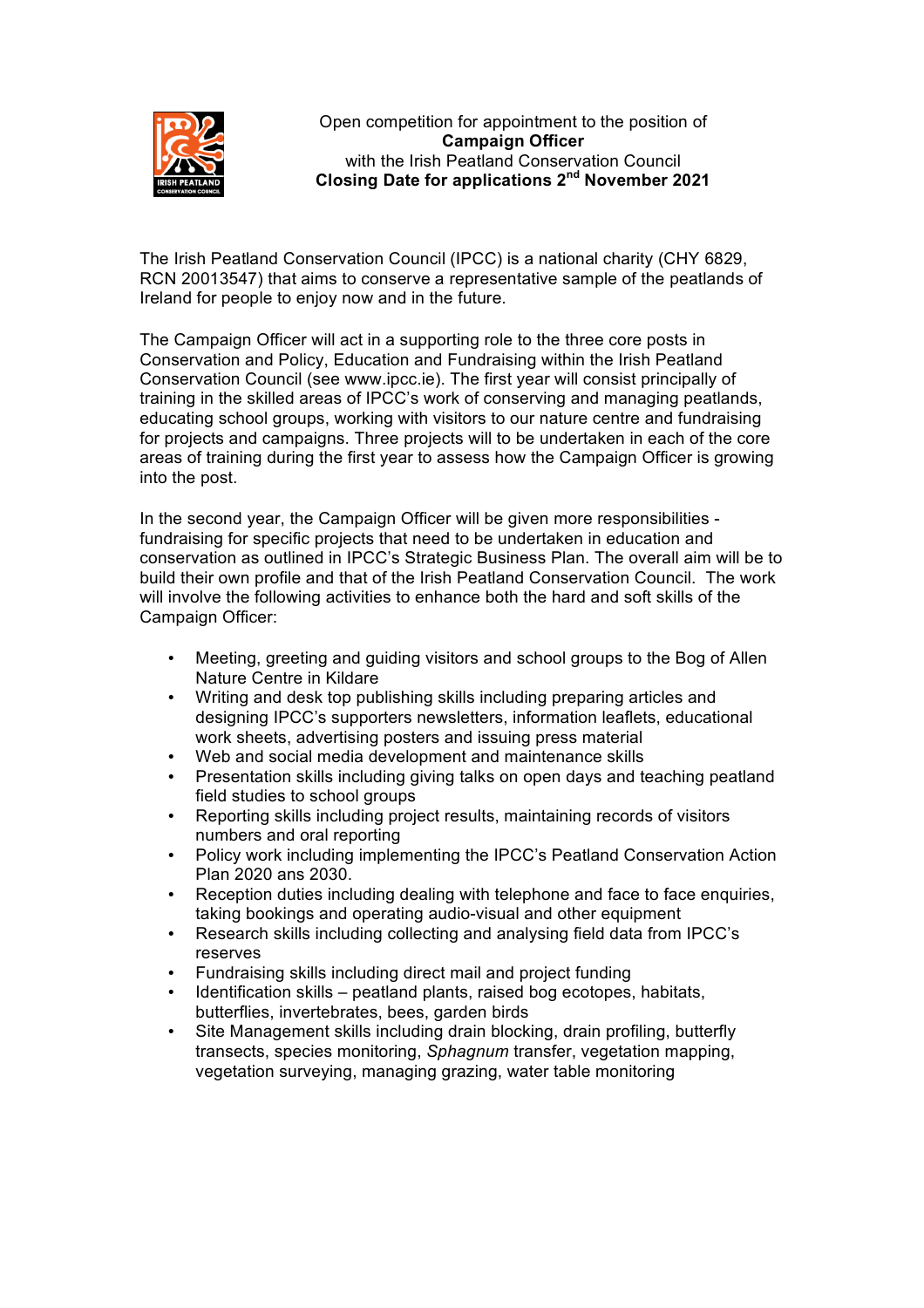Open competition for appointment to the position of
**Campaign Officer**
with the Irish Peatland Conservation Council
**Closing Date for applications 2nd November 2021**

The Irish Peatland Conservation Council (IPCC) is a national charity (CHY 6829, RCN 20013547) that aims to conserve a representative sample of the peatlands of Ireland for people to enjoy now and in the future.

The Campaign Officer will act in a supporting role to the three core posts in Conservation and Policy, Education and Fundraising within the Irish Peatland Conservation Council (see www.ipcc.ie). The first year will consist principally of training in the skilled areas of IPCC's work of conserving and managing peatlands, educating school groups, working with visitors to our nature centre and fundraising for projects and campaigns. Three projects will to be undertaken in each of the core areas of training during the first year to assess how the Campaign Officer is growing into the post.

In the second year, the Campaign Officer will be given more responsibilities - fundraising for specific projects that need to be undertaken in education and conservation as outlined in IPCC's Strategic Business Plan. The overall aim will be to build their own profile and that of the Irish Peatland Conservation Council. The work will involve the following activities to enhance both the hard and soft skills of the Campaign Officer:

- Meeting, greeting and guiding visitors and school groups to the Bog of Allen Nature Centre in Kildare
- Writing and desk top publishing skills including preparing articles and designing IPCC's supporters newsletters, information leaflets, educational work sheets, advertising posters and issuing press material
- Web and social media development and maintenance skills
- Presentation skills including giving talks on open days and teaching peatland field studies to school groups
- Reporting skills including project results, maintaining records of visitors numbers and oral reporting
- Policy work including implementing the IPCC's Peatland Conservation Action Plan 2020 ans 2030.
- Reception duties including dealing with telephone and face to face enquiries, taking bookings and operating audio-visual and other equipment
- Research skills including collecting and analysing field data from IPCC's reserves
- Fundraising skills including direct mail and project funding
- Identification skills – peatland plants, raised bog ecotopes, habitats, butterflies, invertebrates, bees, garden birds
- Site Management skills including drain blocking, drain profiling, butterfly transects, species monitoring, *Sphagnum* transfer, vegetation mapping, vegetation surveying, managing grazing, water table monitoring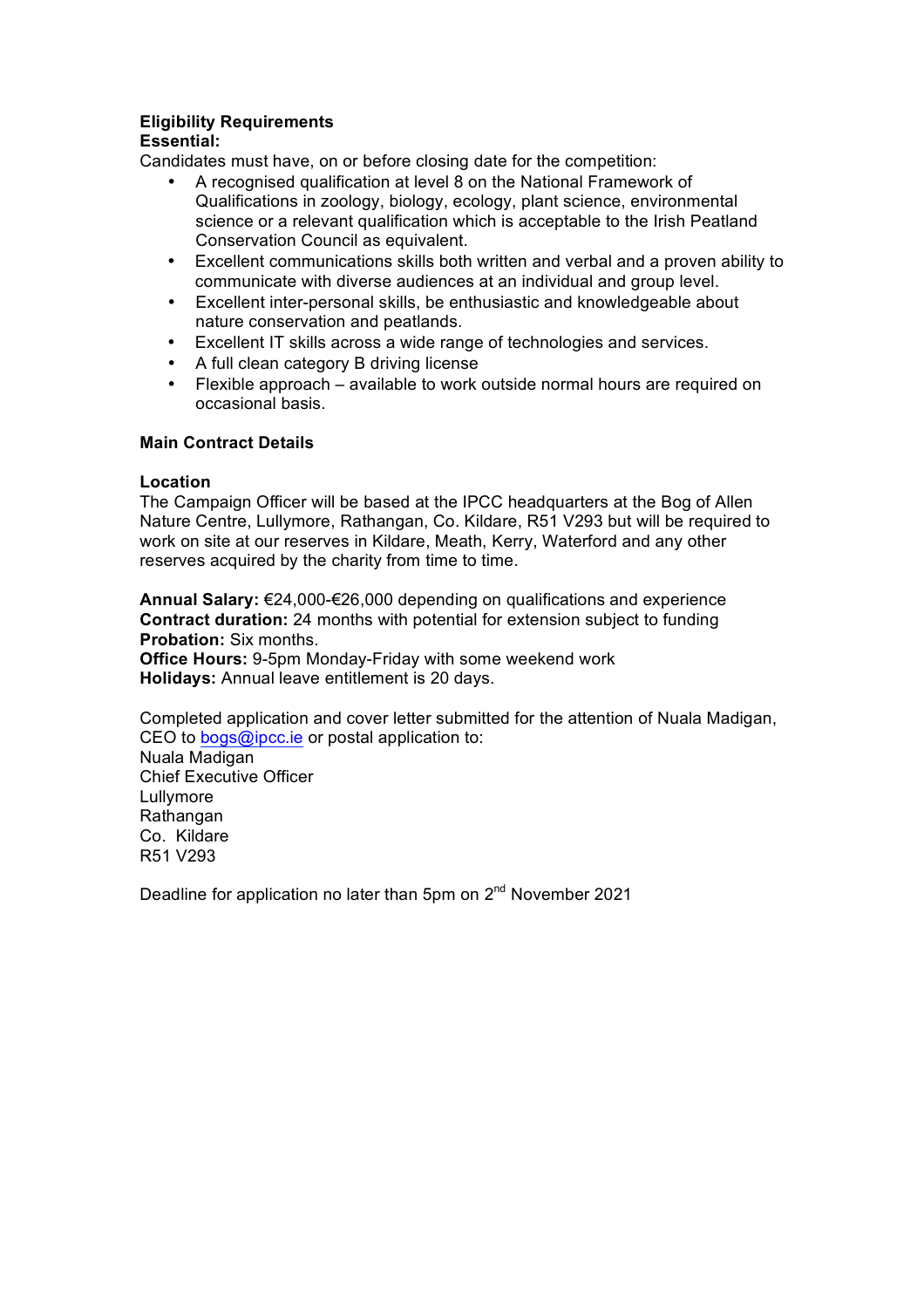**Eligibility Requirements**

**Essential:**

Candidates must have, on or before closing date for the competition:

- A recognised qualification at level 8 on the National Framework of Qualifications in zoology, biology, ecology, plant science, environmental science or a relevant qualification which is acceptable to the Irish Peatland Conservation Council as equivalent.
- Excellent communications skills both written and verbal and a proven ability to communicate with diverse audiences at an individual and group level.
- Excellent inter-personal skills, be enthusiastic and knowledgeable about nature conservation and peatlands.
- Excellent IT skills across a wide range of technologies and services.
- A full clean category B driving license
- Flexible approach – available to work outside normal hours are required on occasional basis.

**Main Contract Details**

**Location**

The Campaign Officer will be based at the IPCC headquarters at the Bog of Allen Nature Centre, Lullymore, Rathangan, Co. Kildare, R51 V293 but will be required to work on site at our reserves in Kildare, Meath, Kerry, Waterford and any other reserves acquired by the charity from time to time.

**Annual Salary:** €24,000-€26,000 depending on qualifications and experience
**Contract duration:** 24 months with potential for extension subject to funding
**Probation:** Six months.
**Office Hours:** 9-5pm Monday-Friday with some weekend work
**Holidays:** Annual leave entitlement is 20 days.

Completed application and cover letter submitted for the attention of Nuala Madigan, CEO to bogs@ipcc.ie or postal application to:
Nuala Madigan
Chief Executive Officer
Lullymore
Rathangan
Co. Kildare
R51 V293

Deadline for application no later than 5pm on 2nd November 2021